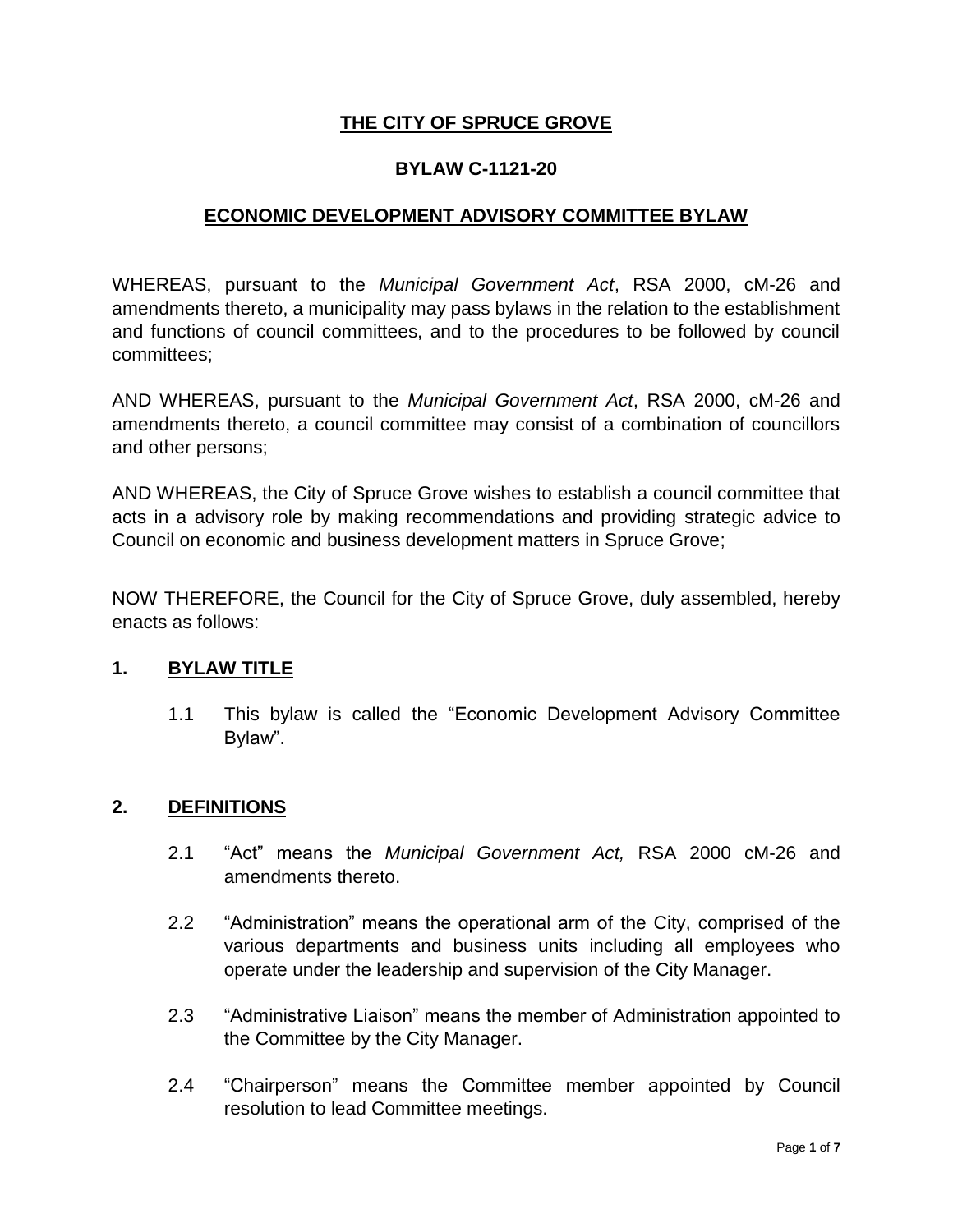# THE CITY OF SPRUCE GROVE

## BYLAW C-1121-20

## ECONOMIC DEVELOPMENT ADVISORY COMMITTEE BYLAW

WHEREAS, pursuant to the *Municipal Government Act*, RSA 2000, cM-26 and amendments thereto, a municipality may pass bylaws in the relation to the establishment and functions of council committees, and to the procedures to be followed by council committees;

AND WHEREAS, pursuant to the *Municipal Government Act*, RSA 2000, cM-26 and amendments thereto, a council committee may consist of a combination of councillors and other persons;

AND WHEREAS, the City of Spruce Grove wishes to establish a council committee that acts in a advisory role by making recommendations and providing strategic advice to Council on economic and business development matters in Spruce Grove;

NOW THEREFORE, the Council for the City of Spruce Grove, duly assembled, hereby enacts as follows:

## 1. BYLAW TITLE

1.1 This bylaw is called the "Economic Development Advisory Committee Bylaw".

## 2. DEFINITIONS

2.1 "Act" means the *Municipal Government Act,* RSA 2000 cM-26 and amendments thereto.

2.2 "Administration" means the operational arm of the City, comprised of the various departments and business units including all employees who operate under the leadership and supervision of the City Manager.

2.3 "Administrative Liaison" means the member of Administration appointed to the Committee by the City Manager.

2.4 "Chairperson" means the Committee member appointed by Council resolution to lead Committee meetings.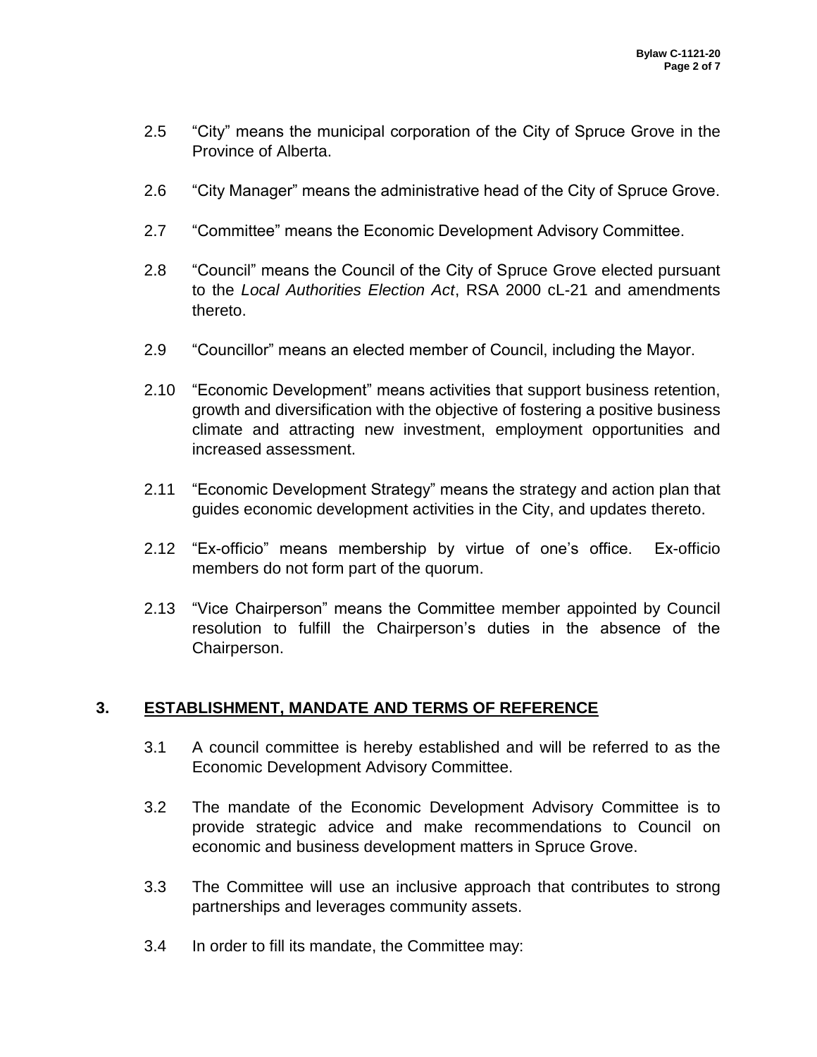2.5 “City” means the municipal corporation of the City of Spruce Grove in the Province of Alberta.

2.6 “City Manager” means the administrative head of the City of Spruce Grove.

2.7 “Committee” means the Economic Development Advisory Committee.

2.8 “Council” means the Council of the City of Spruce Grove elected pursuant to the *Local Authorities Election Act*, RSA 2000 cL-21 and amendments thereto.

2.9 “Councillor” means an elected member of Council, including the Mayor.

2.10 “Economic Development” means activities that support business retention, growth and diversification with the objective of fostering a positive business climate and attracting new investment, employment opportunities and increased assessment.

2.11 “Economic Development Strategy” means the strategy and action plan that guides economic development activities in the City, and updates thereto.

2.12 “Ex-officio” means membership by virtue of one’s office. Ex-officio members do not form part of the quorum.

2.13 “Vice Chairperson” means the Committee member appointed by Council resolution to fulfill the Chairperson’s duties in the absence of the Chairperson.

## 3. ESTABLISHMENT, MANDATE AND TERMS OF REFERENCE

3.1 A council committee is hereby established and will be referred to as the Economic Development Advisory Committee.

3.2 The mandate of the Economic Development Advisory Committee is to provide strategic advice and make recommendations to Council on economic and business development matters in Spruce Grove.

3.3 The Committee will use an inclusive approach that contributes to strong partnerships and leverages community assets.

3.4 In order to fill its mandate, the Committee may: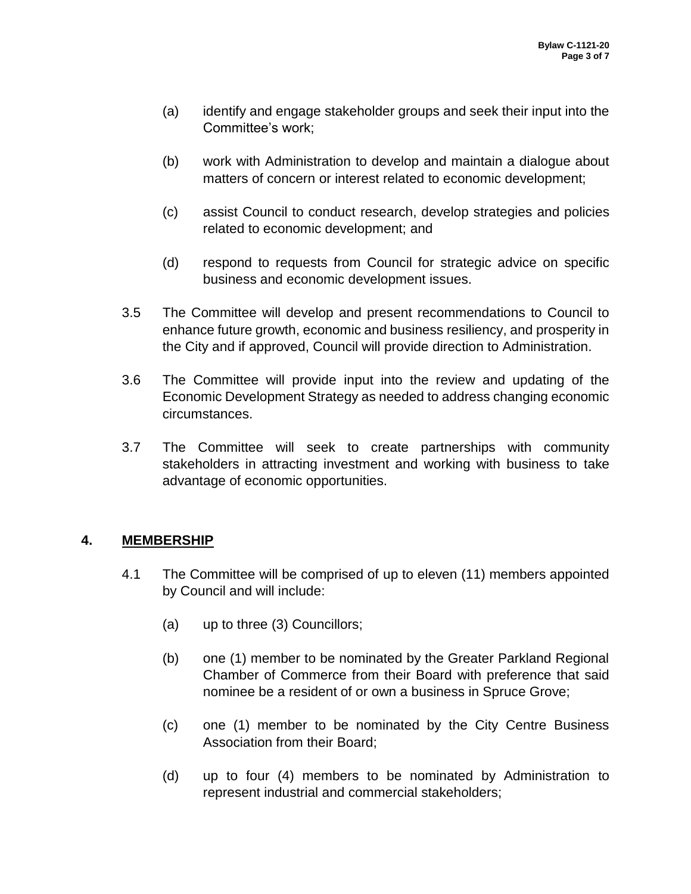(a) identify and engage stakeholder groups and seek their input into the Committee's work;

(b) work with Administration to develop and maintain a dialogue about matters of concern or interest related to economic development;

(c) assist Council to conduct research, develop strategies and policies related to economic development; and

(d) respond to requests from Council for strategic advice on specific business and economic development issues.

3.5 The Committee will develop and present recommendations to Council to enhance future growth, economic and business resiliency, and prosperity in the City and if approved, Council will provide direction to Administration.

3.6 The Committee will provide input into the review and updating of the Economic Development Strategy as needed to address changing economic circumstances.

3.7 The Committee will seek to create partnerships with community stakeholders in attracting investment and working with business to take advantage of economic opportunities.

## 4. MEMBERSHIP

4.1 The Committee will be comprised of up to eleven (11) members appointed by Council and will include:

(a) up to three (3) Councillors;

(b) one (1) member to be nominated by the Greater Parkland Regional Chamber of Commerce from their Board with preference that said nominee be a resident of or own a business in Spruce Grove;

(c) one (1) member to be nominated by the City Centre Business Association from their Board;

(d) up to four (4) members to be nominated by Administration to represent industrial and commercial stakeholders;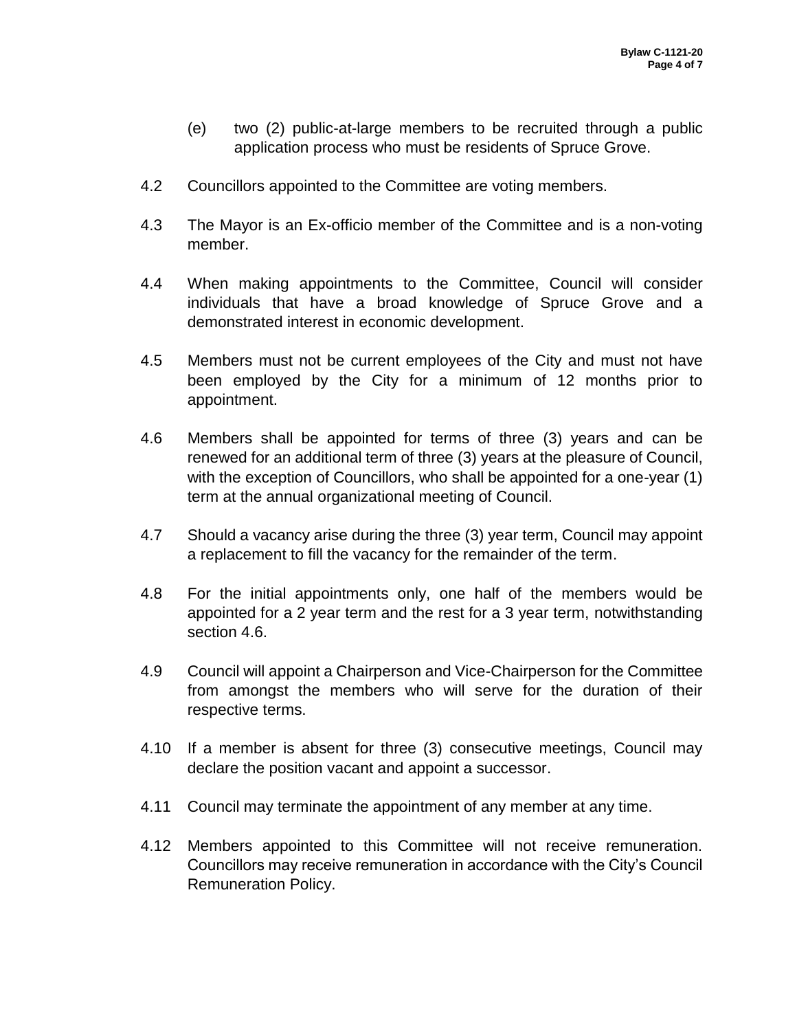(e) two (2) public-at-large members to be recruited through a public application process who must be residents of Spruce Grove.

4.2 Councillors appointed to the Committee are voting members.

4.3 The Mayor is an Ex-officio member of the Committee and is a non-voting member.

4.4 When making appointments to the Committee, Council will consider individuals that have a broad knowledge of Spruce Grove and a demonstrated interest in economic development.

4.5 Members must not be current employees of the City and must not have been employed by the City for a minimum of 12 months prior to appointment.

4.6 Members shall be appointed for terms of three (3) years and can be renewed for an additional term of three (3) years at the pleasure of Council, with the exception of Councillors, who shall be appointed for a one-year (1) term at the annual organizational meeting of Council.

4.7 Should a vacancy arise during the three (3) year term, Council may appoint a replacement to fill the vacancy for the remainder of the term.

4.8 For the initial appointments only, one half of the members would be appointed for a 2 year term and the rest for a 3 year term, notwithstanding section 4.6.

4.9 Council will appoint a Chairperson and Vice-Chairperson for the Committee from amongst the members who will serve for the duration of their respective terms.

4.10 If a member is absent for three (3) consecutive meetings, Council may declare the position vacant and appoint a successor.

4.11 Council may terminate the appointment of any member at any time.

4.12 Members appointed to this Committee will not receive remuneration. Councillors may receive remuneration in accordance with the City's Council Remuneration Policy.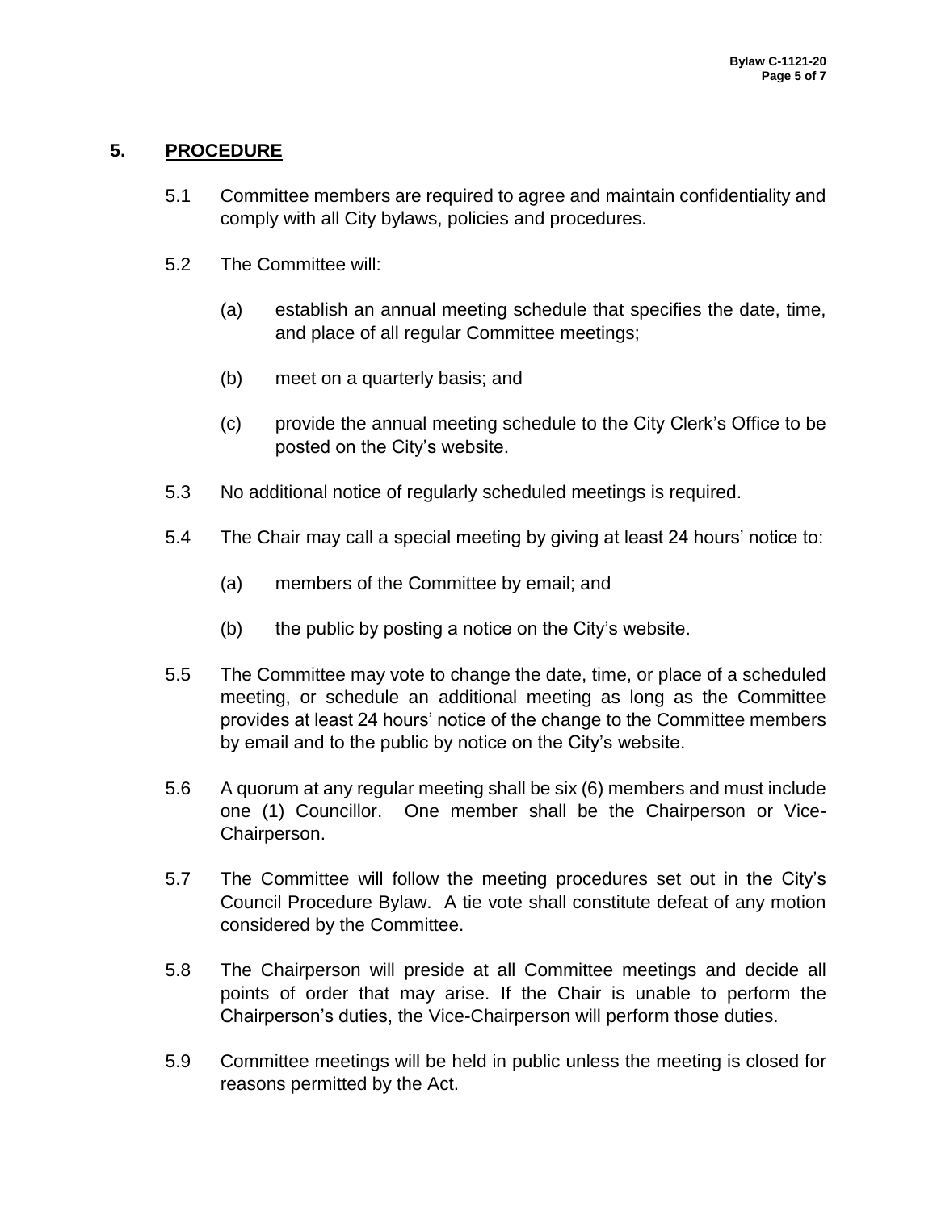## 5. PROCEDURE

5.1 Committee members are required to agree and maintain confidentiality and comply with all City bylaws, policies and procedures.

5.2 The Committee will:

(a) establish an annual meeting schedule that specifies the date, time, and place of all regular Committee meetings;

(b) meet on a quarterly basis; and

(c) provide the annual meeting schedule to the City Clerk's Office to be posted on the City's website.

5.3 No additional notice of regularly scheduled meetings is required.

5.4 The Chair may call a special meeting by giving at least 24 hours' notice to:

(a) members of the Committee by email; and

(b) the public by posting a notice on the City's website.

5.5 The Committee may vote to change the date, time, or place of a scheduled meeting, or schedule an additional meeting as long as the Committee provides at least 24 hours' notice of the change to the Committee members by email and to the public by notice on the City's website.

5.6 A quorum at any regular meeting shall be six (6) members and must include one (1) Councillor. One member shall be the Chairperson or Vice-Chairperson.

5.7 The Committee will follow the meeting procedures set out in the City's Council Procedure Bylaw. A tie vote shall constitute defeat of any motion considered by the Committee.

5.8 The Chairperson will preside at all Committee meetings and decide all points of order that may arise. If the Chair is unable to perform the Chairperson's duties, the Vice-Chairperson will perform those duties.

5.9 Committee meetings will be held in public unless the meeting is closed for reasons permitted by the Act.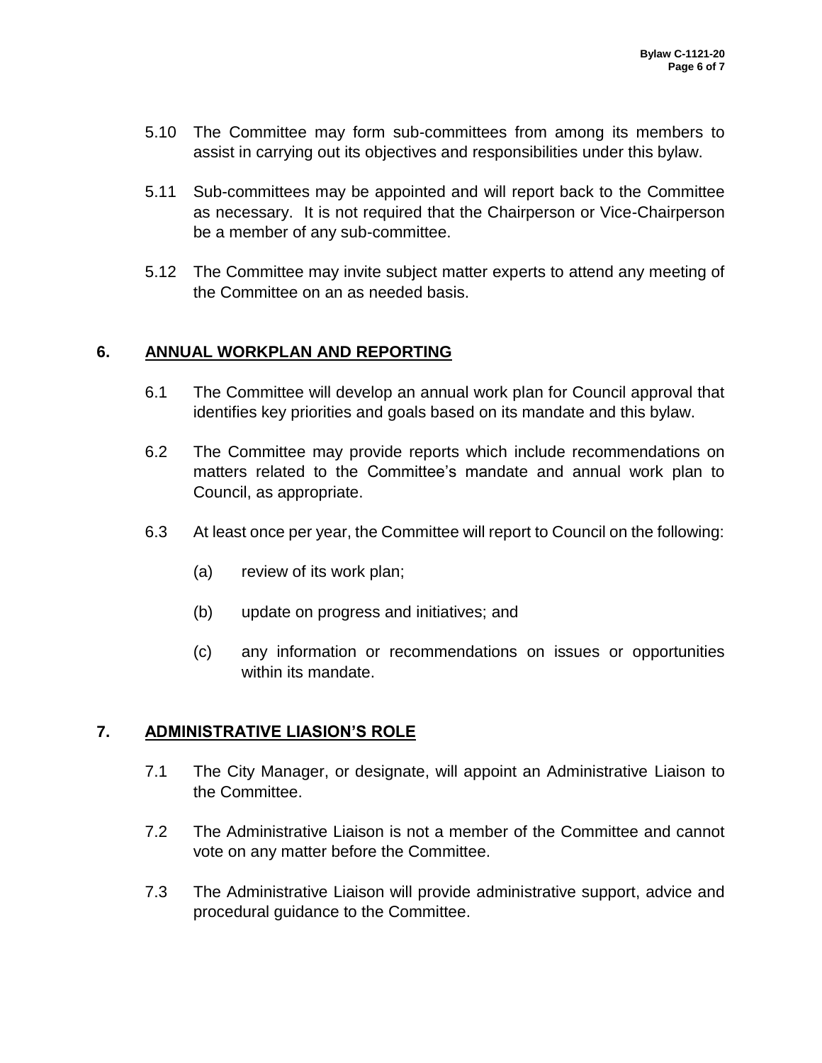5.10 The Committee may form sub-committees from among its members to assist in carrying out its objectives and responsibilities under this bylaw.

5.11 Sub-committees may be appointed and will report back to the Committee as necessary. It is not required that the Chairperson or Vice-Chairperson be a member of any sub-committee.

5.12 The Committee may invite subject matter experts to attend any meeting of the Committee on an as needed basis.

## 6. ANNUAL WORKPLAN AND REPORTING

6.1 The Committee will develop an annual work plan for Council approval that identifies key priorities and goals based on its mandate and this bylaw.

6.2 The Committee may provide reports which include recommendations on matters related to the Committee's mandate and annual work plan to Council, as appropriate.

6.3 At least once per year, the Committee will report to Council on the following:

(a) review of its work plan;

(b) update on progress and initiatives; and

(c) any information or recommendations on issues or opportunities within its mandate.

## 7. ADMINISTRATIVE LIASION'S ROLE

7.1 The City Manager, or designate, will appoint an Administrative Liaison to the Committee.

7.2 The Administrative Liaison is not a member of the Committee and cannot vote on any matter before the Committee.

7.3 The Administrative Liaison will provide administrative support, advice and procedural guidance to the Committee.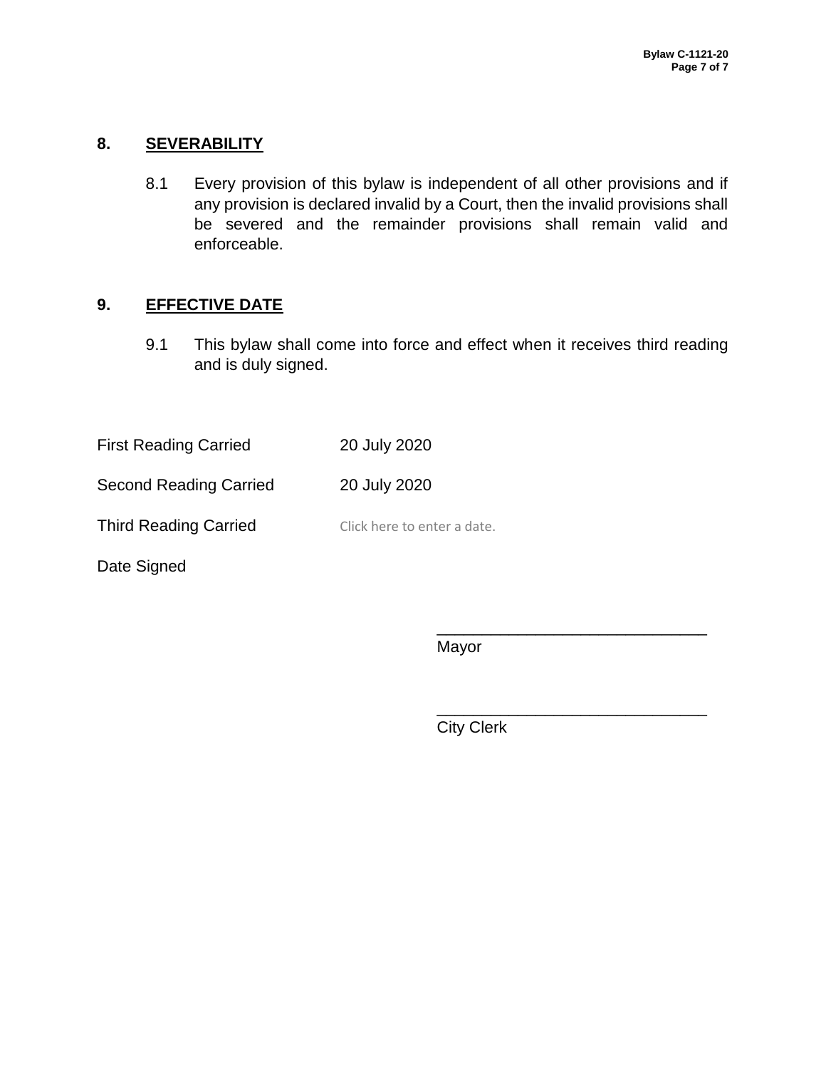## 8. SEVERABILITY

8.1 Every provision of this bylaw is independent of all other provisions and if any provision is declared invalid by a Court, then the invalid provisions shall be severed and the remainder provisions shall remain valid and enforceable.

## 9. EFFECTIVE DATE

9.1 This bylaw shall come into force and effect when it receives third reading and is duly signed.

| | |
|---|---|
| First Reading Carried | 20 July 2020 |
| Second Reading Carried | 20 July 2020 |
| Third Reading Carried | Click here to enter a date. |
| Date Signed | |

_______________________________
Mayor

_______________________________
City Clerk